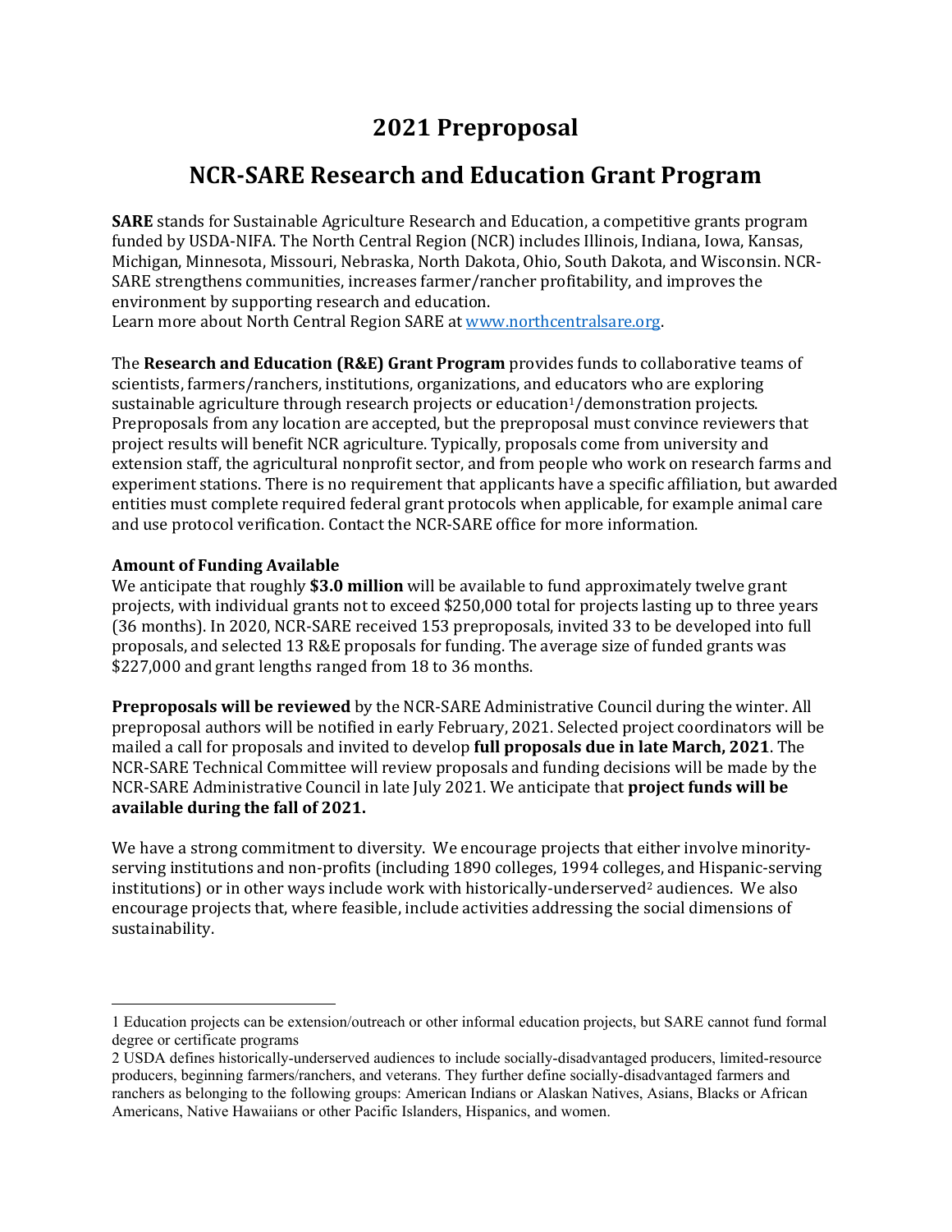# 2021 Preproposal

# NCR-SARE Research and Education Grant Program

**SARE** stands for Sustainable Agriculture Research and Education, a competitive grants program funded by USDA-NIFA. The North Central Region (NCR) includes Illinois, Indiana, Iowa, Kansas, Michigan, Minnesota, Missouri, Nebraska, North Dakota, Ohio, South Dakota, and Wisconsin. NCR-SARE strengthens communities, increases farmer/rancher profitability, and improves the environment by supporting research and education.
Learn more about North Central Region SARE at [www.northcentralsare.org](www.northcentralsare.org).

The **Research and Education (R&E) Grant Program** provides funds to collaborative teams of scientists, farmers/ranchers, institutions, organizations, and educators who are exploring sustainable agriculture through research projects or education[1]/demonstration projects. Preproposals from any location are accepted, but the preproposal must convince reviewers that project results will benefit NCR agriculture. Typically, proposals come from university and extension staff, the agricultural nonprofit sector, and from people who work on research farms and experiment stations. There is no requirement that applicants have a specific affiliation, but awarded entities must complete required federal grant protocols when applicable, for example animal care and use protocol verification. Contact the NCR-SARE office for more information.

**Amount of Funding Available**
We anticipate that roughly **$3.0 million** will be available to fund approximately twelve grant projects, with individual grants not to exceed $250,000 total for projects lasting up to three years (36 months). In 2020, NCR-SARE received 153 preproposals, invited 33 to be developed into full proposals, and selected 13 R&E proposals for funding. The average size of funded grants was $227,000 and grant lengths ranged from 18 to 36 months.

**Preproposals will be reviewed** by the NCR-SARE Administrative Council during the winter. All preproposal authors will be notified in early February, 2021. Selected project coordinators will be mailed a call for proposals and invited to develop **full proposals due in late March, 2021**. The NCR-SARE Technical Committee will review proposals and funding decisions will be made by the NCR-SARE Administrative Council in late July 2021. We anticipate that **project funds will be available during the fall of 2021.**

We have a strong commitment to diversity. We encourage projects that either involve minority-serving institutions and non-profits (including 1890 colleges, 1994 colleges, and Hispanic-serving institutions) or in other ways include work with historically-underserved[2] audiences. We also encourage projects that, where feasible, include activities addressing the social dimensions of sustainability.

---

1 Education projects can be extension/outreach or other informal education projects, but SARE cannot fund formal degree or certificate programs

2 USDA defines historically-underserved audiences to include socially-disadvantaged producers, limited-resource producers, beginning farmers/ranchers, and veterans. They further define socially-disadvantaged farmers and ranchers as belonging to the following groups: American Indians or Alaskan Natives, Asians, Blacks or African Americans, Native Hawaiians or other Pacific Islanders, Hispanics, and women.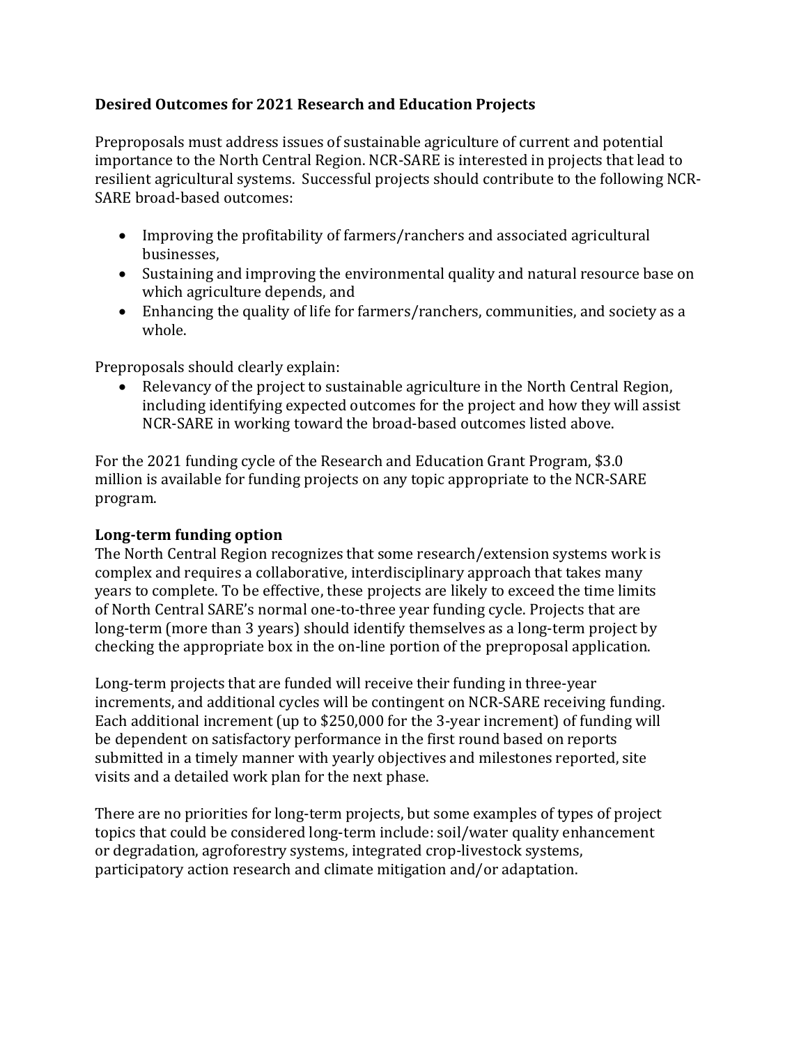**Desired Outcomes for 2021 Research and Education Projects**

Preproposals must address issues of sustainable agriculture of current and potential importance to the North Central Region. NCR-SARE is interested in projects that lead to resilient agricultural systems. Successful projects should contribute to the following NCR-SARE broad-based outcomes:

- Improving the profitability of farmers/ranchers and associated agricultural businesses,
- Sustaining and improving the environmental quality and natural resource base on which agriculture depends, and
- Enhancing the quality of life for farmers/ranchers, communities, and society as a whole.

Preproposals should clearly explain:

- Relevancy of the project to sustainable agriculture in the North Central Region, including identifying expected outcomes for the project and how they will assist NCR-SARE in working toward the broad-based outcomes listed above.

For the 2021 funding cycle of the Research and Education Grant Program, $3.0 million is available for funding projects on any topic appropriate to the NCR-SARE program.

## Long-term funding option

The North Central Region recognizes that some research/extension systems work is complex and requires a collaborative, interdisciplinary approach that takes many years to complete. To be effective, these projects are likely to exceed the time limits of North Central SARE's normal one-to-three year funding cycle. Projects that are long-term (more than 3 years) should identify themselves as a long-term project by checking the appropriate box in the on-line portion of the preproposal application.

Long-term projects that are funded will receive their funding in three-year increments, and additional cycles will be contingent on NCR-SARE receiving funding. Each additional increment (up to $250,000 for the 3-year increment) of funding will be dependent on satisfactory performance in the first round based on reports submitted in a timely manner with yearly objectives and milestones reported, site visits and a detailed work plan for the next phase.

There are no priorities for long-term projects, but some examples of types of project topics that could be considered long-term include: soil/water quality enhancement or degradation, agroforestry systems, integrated crop-livestock systems, participatory action research and climate mitigation and/or adaptation.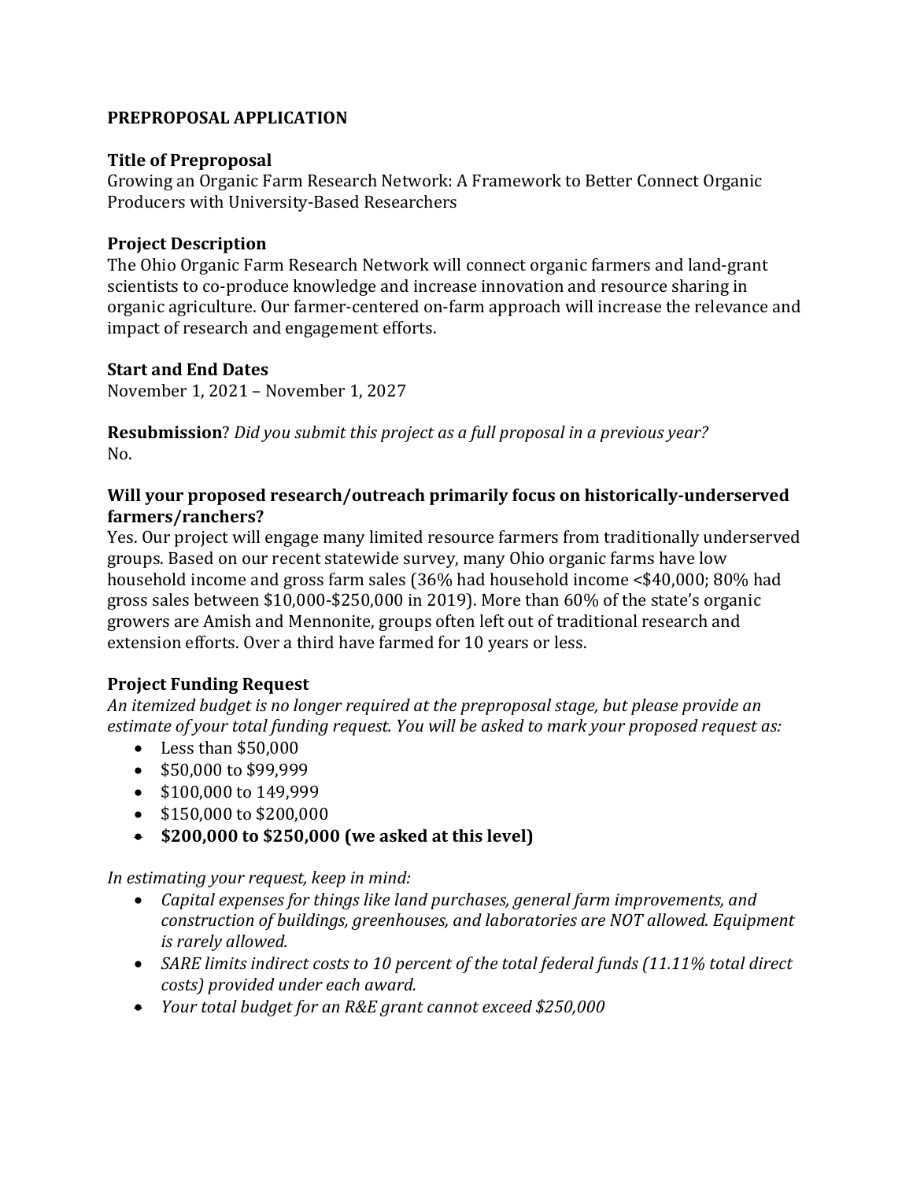**PREPROPOSAL APPLICATION**

**Title of Preproposal**
Growing an Organic Farm Research Network: A Framework to Better Connect Organic Producers with University-Based Researchers

**Project Description**
The Ohio Organic Farm Research Network will connect organic farmers and land-grant scientists to co-produce knowledge and increase innovation and resource sharing in organic agriculture. Our farmer-centered on-farm approach will increase the relevance and impact of research and engagement efforts.

**Start and End Dates**
November 1, 2021 – November 1, 2027

**Resubmission**? *Did you submit this project as a full proposal in a previous year?*
No.

**Will your proposed research/outreach primarily focus on historically-underserved farmers/ranchers?**
Yes. Our project will engage many limited resource farmers from traditionally underserved groups. Based on our recent statewide survey, many Ohio organic farms have low household income and gross farm sales (36% had household income <$40,000; 80% had gross sales between $10,000-$250,000 in 2019). More than 60% of the state's organic growers are Amish and Mennonite, groups often left out of traditional research and extension efforts. Over a third have farmed for 10 years or less.

**Project Funding Request**
*An itemized budget is no longer required at the preproposal stage, but please provide an estimate of your total funding request. You will be asked to mark your proposed request as:*

- Less than $50,000
- $50,000 to $99,999
- $100,000 to 149,999
- $150,000 to $200,000
- **$200,000 to $250,000 (we asked at this level)**

*In estimating your request, keep in mind:*

- *Capital expenses for things like land purchases, general farm improvements, and construction of buildings, greenhouses, and laboratories are NOT allowed. Equipment is rarely allowed.*
- *SARE limits indirect costs to 10 percent of the total federal funds (11.11% total direct costs) provided under each award.*
- *Your total budget for an R&E grant cannot exceed $250,000*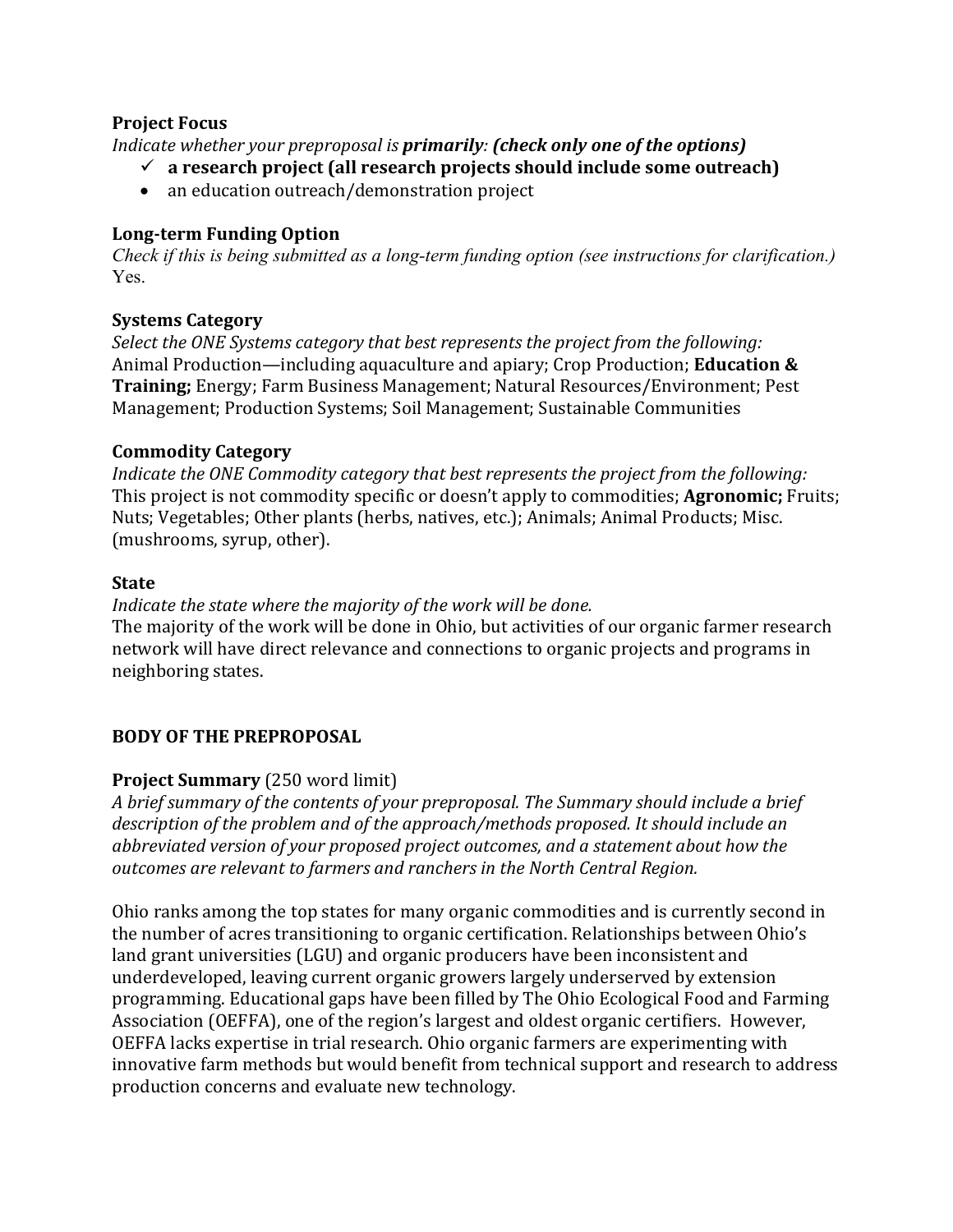**Project Focus**

*Indicate whether your preproposal is **primarily**: **(check only one of the options)***

- ✓ **a research project (all research projects should include some outreach)**
- an education outreach/demonstration project

**Long-term Funding Option**

*Check if this is being submitted as a long-term funding option (see instructions for clarification.)*
Yes.

**Systems Category**

*Select the ONE Systems category that best represents the project from the following:*
Animal Production—including aquaculture and apiary; Crop Production; **Education & Training;** Energy; Farm Business Management; Natural Resources/Environment; Pest Management; Production Systems; Soil Management; Sustainable Communities

**Commodity Category**

*Indicate the ONE Commodity category that best represents the project from the following:*
This project is not commodity specific or doesn't apply to commodities; **Agronomic;** Fruits; Nuts; Vegetables; Other plants (herbs, natives, etc.); Animals; Animal Products; Misc. (mushrooms, syrup, other).

**State**

*Indicate the state where the majority of the work will be done.*
The majority of the work will be done in Ohio, but activities of our organic farmer research network will have direct relevance and connections to organic projects and programs in neighboring states.

## BODY OF THE PREPROPOSAL

**Project Summary** (250 word limit)

*A brief summary of the contents of your preproposal. The Summary should include a brief description of the problem and of the approach/methods proposed. It should include an abbreviated version of your proposed project outcomes, and a statement about how the outcomes are relevant to farmers and ranchers in the North Central Region.*

Ohio ranks among the top states for many organic commodities and is currently second in the number of acres transitioning to organic certification. Relationships between Ohio's land grant universities (LGU) and organic producers have been inconsistent and underdeveloped, leaving current organic growers largely underserved by extension programming. Educational gaps have been filled by The Ohio Ecological Food and Farming Association (OEFFA), one of the region's largest and oldest organic certifiers. However, OEFFA lacks expertise in trial research. Ohio organic farmers are experimenting with innovative farm methods but would benefit from technical support and research to address production concerns and evaluate new technology.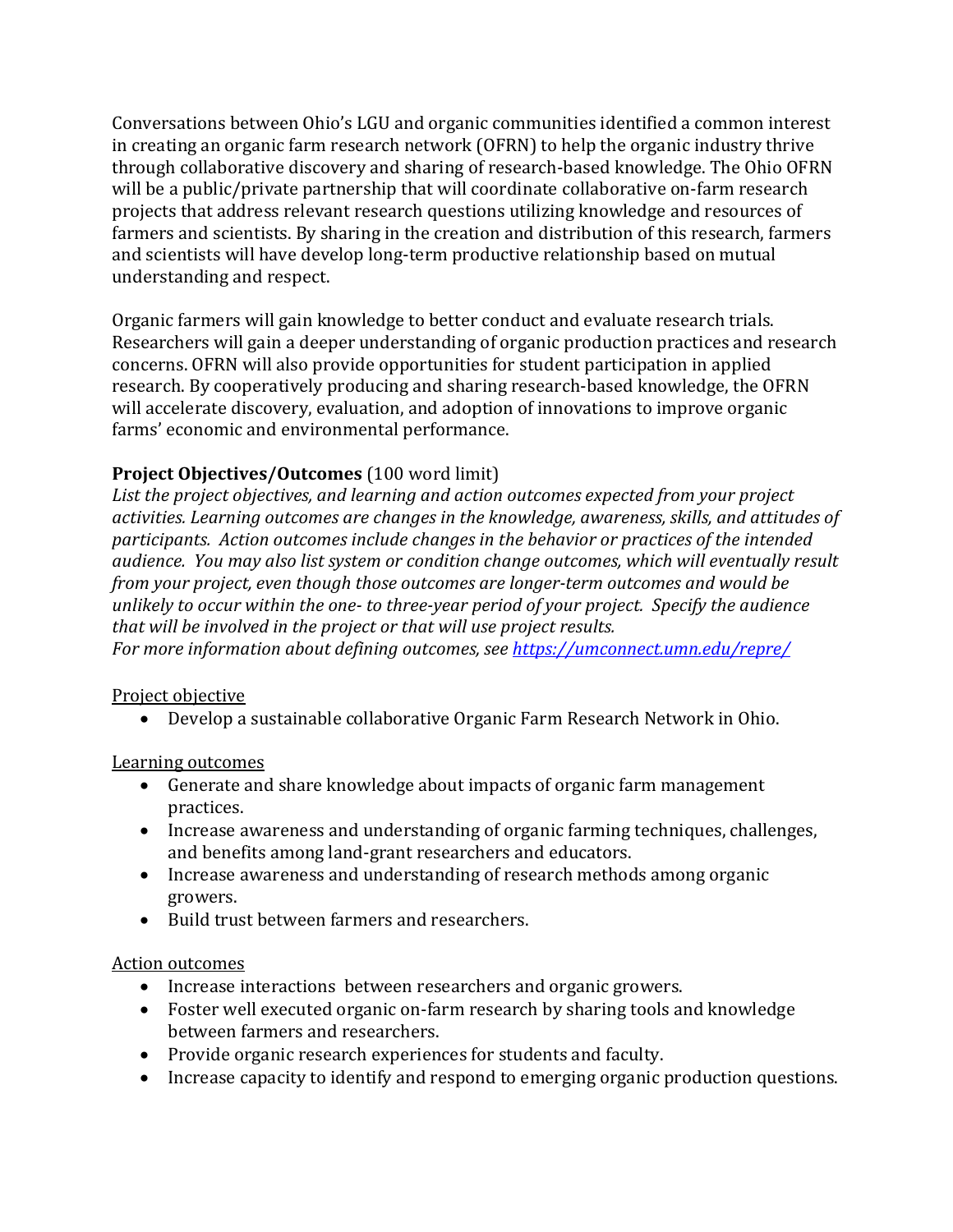Conversations between Ohio's LGU and organic communities identified a common interest in creating an organic farm research network (OFRN) to help the organic industry thrive through collaborative discovery and sharing of research-based knowledge. The Ohio OFRN will be a public/private partnership that will coordinate collaborative on-farm research projects that address relevant research questions utilizing knowledge and resources of farmers and scientists. By sharing in the creation and distribution of this research, farmers and scientists will have develop long-term productive relationship based on mutual understanding and respect.

Organic farmers will gain knowledge to better conduct and evaluate research trials. Researchers will gain a deeper understanding of organic production practices and research concerns. OFRN will also provide opportunities for student participation in applied research. By cooperatively producing and sharing research-based knowledge, the OFRN will accelerate discovery, evaluation, and adoption of innovations to improve organic farms' economic and environmental performance.

**Project Objectives/Outcomes** (100 word limit)

*List the project objectives, and learning and action outcomes expected from your project activities. Learning outcomes are changes in the knowledge, awareness, skills, and attitudes of participants. Action outcomes include changes in the behavior or practices of the intended audience. You may also list system or condition change outcomes, which will eventually result from your project, even though those outcomes are longer-term outcomes and would be unlikely to occur within the one- to three-year period of your project. Specify the audience that will be involved in the project or that will use project results.*
*For more information about defining outcomes, see [https://umconnect.umn.edu/repre/](https://umconnect.umn.edu/repre/)*

<u>Project objective</u>

- Develop a sustainable collaborative Organic Farm Research Network in Ohio.

<u>Learning outcomes</u>

- Generate and share knowledge about impacts of organic farm management practices.
- Increase awareness and understanding of organic farming techniques, challenges, and benefits among land-grant researchers and educators.
- Increase awareness and understanding of research methods among organic growers.
- Build trust between farmers and researchers.

<u>Action outcomes</u>

- Increase interactions between researchers and organic growers.
- Foster well executed organic on-farm research by sharing tools and knowledge between farmers and researchers.
- Provide organic research experiences for students and faculty.
- Increase capacity to identify and respond to emerging organic production questions.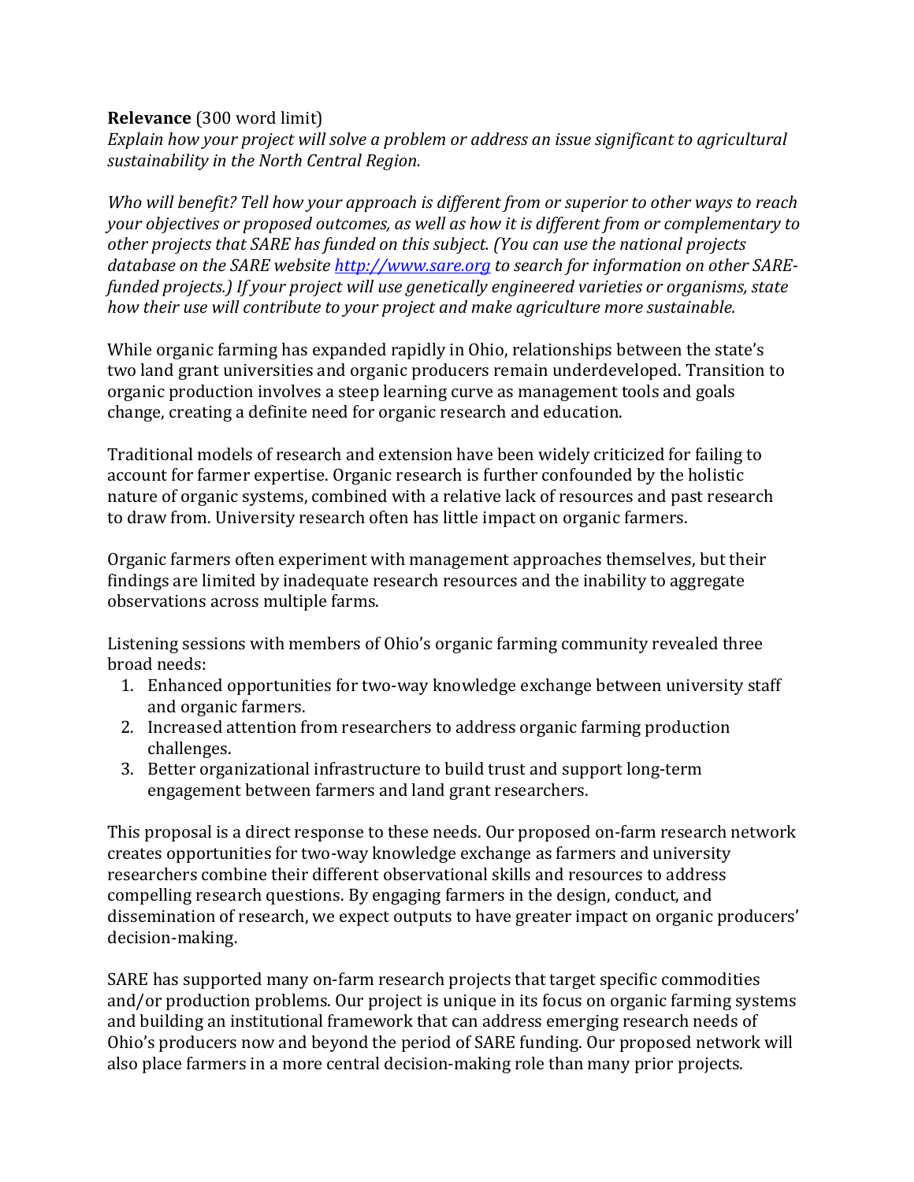**Relevance** (300 word limit)
*Explain how your project will solve a problem or address an issue significant to agricultural sustainability in the North Central Region.*

*Who will benefit? Tell how your approach is different from or superior to other ways to reach your objectives or proposed outcomes, as well as how it is different from or complementary to other projects that SARE has funded on this subject. (You can use the national projects database on the SARE website [http://www.sare.org](http://www.sare.org) to search for information on other SARE-funded projects.) If your project will use genetically engineered varieties or organisms, state how their use will contribute to your project and make agriculture more sustainable.*

While organic farming has expanded rapidly in Ohio, relationships between the state's two land grant universities and organic producers remain underdeveloped. Transition to organic production involves a steep learning curve as management tools and goals change, creating a definite need for organic research and education.

Traditional models of research and extension have been widely criticized for failing to account for farmer expertise. Organic research is further confounded by the holistic nature of organic systems, combined with a relative lack of resources and past research to draw from. University research often has little impact on organic farmers.

Organic farmers often experiment with management approaches themselves, but their findings are limited by inadequate research resources and the inability to aggregate observations across multiple farms.

Listening sessions with members of Ohio's organic farming community revealed three broad needs:

1. Enhanced opportunities for two-way knowledge exchange between university staff and organic farmers.
2. Increased attention from researchers to address organic farming production challenges.
3. Better organizational infrastructure to build trust and support long-term engagement between farmers and land grant researchers.

This proposal is a direct response to these needs. Our proposed on-farm research network creates opportunities for two-way knowledge exchange as farmers and university researchers combine their different observational skills and resources to address compelling research questions. By engaging farmers in the design, conduct, and dissemination of research, we expect outputs to have greater impact on organic producers' decision-making.

SARE has supported many on-farm research projects that target specific commodities and/or production problems. Our project is unique in its focus on organic farming systems and building an institutional framework that can address emerging research needs of Ohio's producers now and beyond the period of SARE funding. Our proposed network will also place farmers in a more central decision-making role than many prior projects.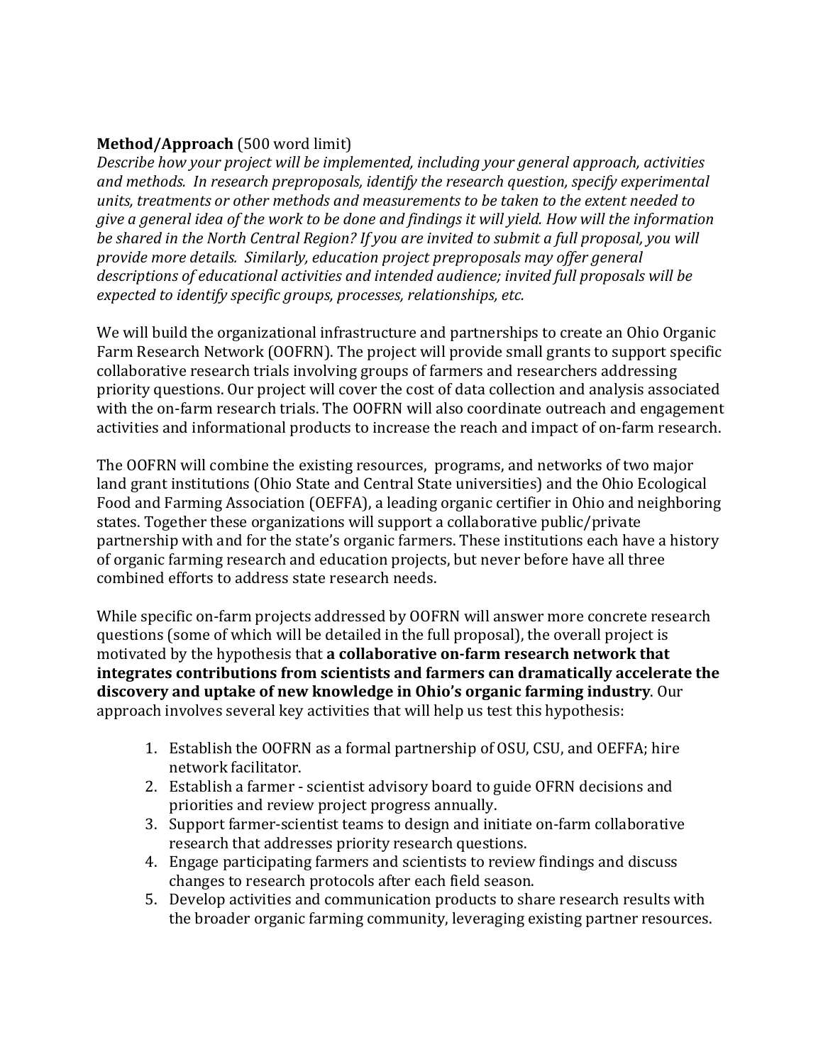**Method/Approach** (500 word limit)

*Describe how your project will be implemented, including your general approach, activities and methods. In research preproposals, identify the research question, specify experimental units, treatments or other methods and measurements to be taken to the extent needed to give a general idea of the work to be done and findings it will yield. How will the information be shared in the North Central Region? If you are invited to submit a full proposal, you will provide more details. Similarly, education project preproposals may offer general descriptions of educational activities and intended audience; invited full proposals will be expected to identify specific groups, processes, relationships, etc.*

We will build the organizational infrastructure and partnerships to create an Ohio Organic Farm Research Network (OOFRN). The project will provide small grants to support specific collaborative research trials involving groups of farmers and researchers addressing priority questions. Our project will cover the cost of data collection and analysis associated with the on-farm research trials. The OOFRN will also coordinate outreach and engagement activities and informational products to increase the reach and impact of on-farm research.

The OOFRN will combine the existing resources, programs, and networks of two major land grant institutions (Ohio State and Central State universities) and the Ohio Ecological Food and Farming Association (OEFFA), a leading organic certifier in Ohio and neighboring states. Together these organizations will support a collaborative public/private partnership with and for the state's organic farmers. These institutions each have a history of organic farming research and education projects, but never before have all three combined efforts to address state research needs.

While specific on-farm projects addressed by OOFRN will answer more concrete research questions (some of which will be detailed in the full proposal), the overall project is motivated by the hypothesis that **a collaborative on-farm research network that integrates contributions from scientists and farmers can dramatically accelerate the discovery and uptake of new knowledge in Ohio's organic farming industry**. Our approach involves several key activities that will help us test this hypothesis:

1. Establish the OOFRN as a formal partnership of OSU, CSU, and OEFFA; hire network facilitator.
2. Establish a farmer - scientist advisory board to guide OFRN decisions and priorities and review project progress annually.
3. Support farmer-scientist teams to design and initiate on-farm collaborative research that addresses priority research questions.
4. Engage participating farmers and scientists to review findings and discuss changes to research protocols after each field season.
5. Develop activities and communication products to share research results with the broader organic farming community, leveraging existing partner resources.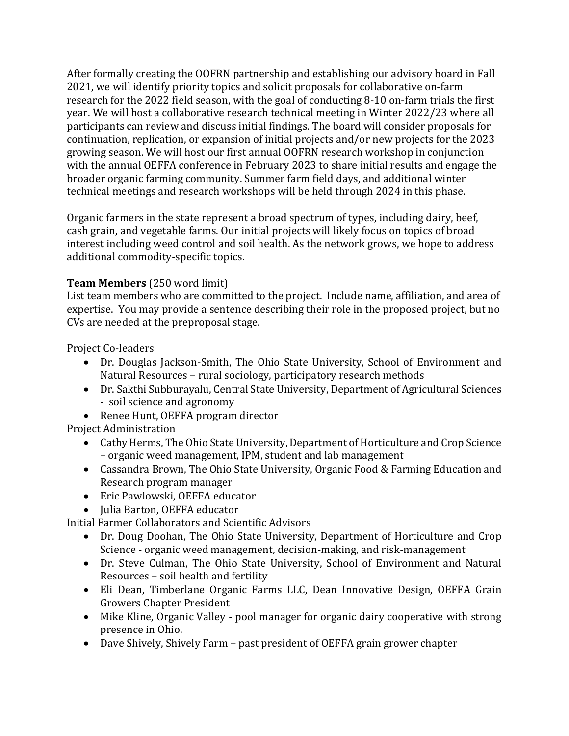After formally creating the OOFRN partnership and establishing our advisory board in Fall 2021, we will identify priority topics and solicit proposals for collaborative on-farm research for the 2022 field season, with the goal of conducting 8-10 on-farm trials the first year. We will host a collaborative research technical meeting in Winter 2022/23 where all participants can review and discuss initial findings. The board will consider proposals for continuation, replication, or expansion of initial projects and/or new projects for the 2023 growing season. We will host our first annual OOFRN research workshop in conjunction with the annual OEFFA conference in February 2023 to share initial results and engage the broader organic farming community. Summer farm field days, and additional winter technical meetings and research workshops will be held through 2024 in this phase.

Organic farmers in the state represent a broad spectrum of types, including dairy, beef, cash grain, and vegetable farms. Our initial projects will likely focus on topics of broad interest including weed control and soil health. As the network grows, we hope to address additional commodity-specific topics.

**Team Members** (250 word limit)
List team members who are committed to the project. Include name, affiliation, and area of expertise. You may provide a sentence describing their role in the proposed project, but no CVs are needed at the preproposal stage.

Project Co-leaders

- Dr. Douglas Jackson-Smith, The Ohio State University, School of Environment and Natural Resources – rural sociology, participatory research methods
- Dr. Sakthi Subburayalu, Central State University, Department of Agricultural Sciences - soil science and agronomy
- Renee Hunt, OEFFA program director

Project Administration

- Cathy Herms, The Ohio State University, Department of Horticulture and Crop Science – organic weed management, IPM, student and lab management
- Cassandra Brown, The Ohio State University, Organic Food & Farming Education and Research program manager
- Eric Pawlowski, OEFFA educator
- Julia Barton, OEFFA educator

Initial Farmer Collaborators and Scientific Advisors

- Dr. Doug Doohan, The Ohio State University, Department of Horticulture and Crop Science - organic weed management, decision-making, and risk-management
- Dr. Steve Culman, The Ohio State University, School of Environment and Natural Resources – soil health and fertility
- Eli Dean, Timberlane Organic Farms LLC, Dean Innovative Design, OEFFA Grain Growers Chapter President
- Mike Kline, Organic Valley - pool manager for organic dairy cooperative with strong presence in Ohio.
- Dave Shively, Shively Farm – past president of OEFFA grain grower chapter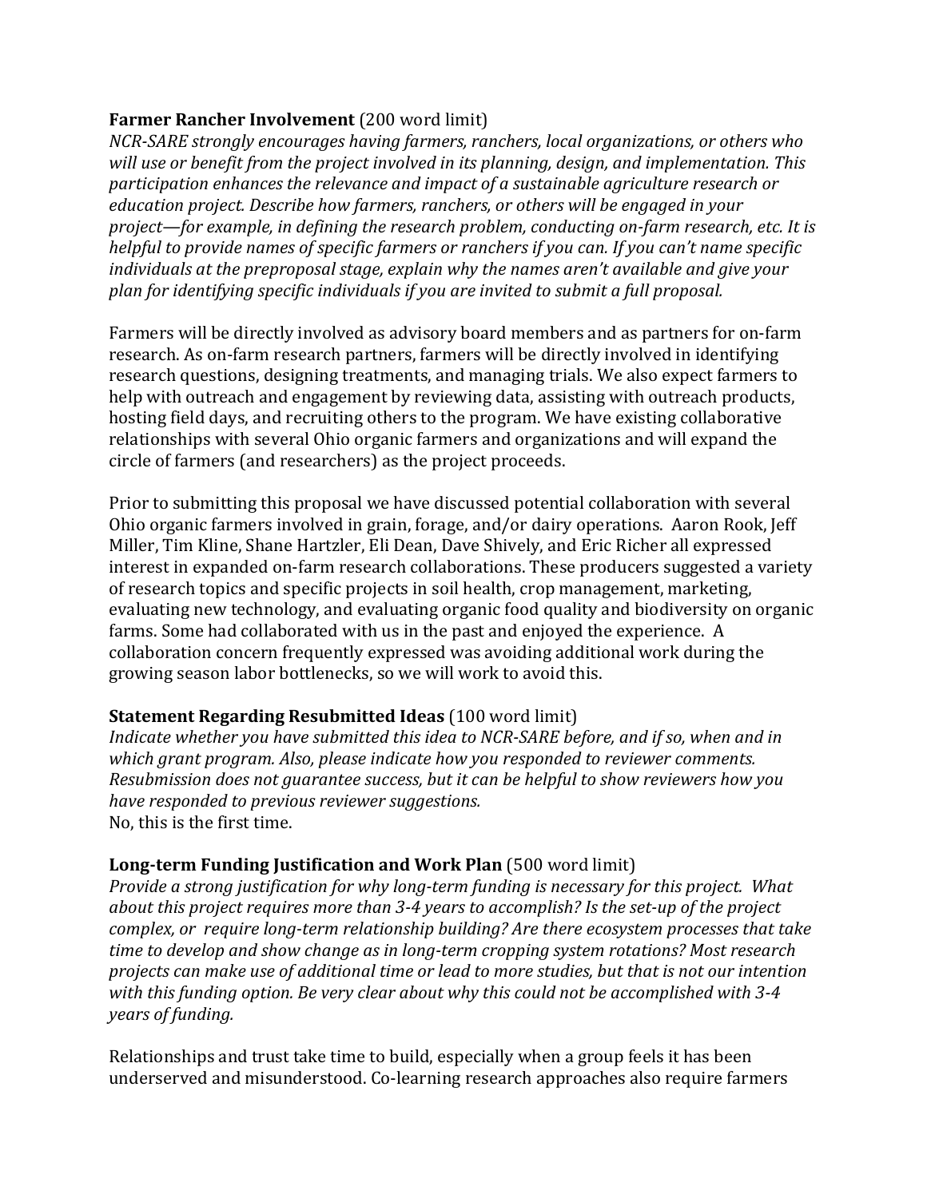**Farmer Rancher Involvement** (200 word limit)

*NCR-SARE strongly encourages having farmers, ranchers, local organizations, or others who will use or benefit from the project involved in its planning, design, and implementation. This participation enhances the relevance and impact of a sustainable agriculture research or education project. Describe how farmers, ranchers, or others will be engaged in your project—for example, in defining the research problem, conducting on-farm research, etc. It is helpful to provide names of specific farmers or ranchers if you can. If you can't name specific individuals at the preproposal stage, explain why the names aren't available and give your plan for identifying specific individuals if you are invited to submit a full proposal.*

Farmers will be directly involved as advisory board members and as partners for on-farm research. As on-farm research partners, farmers will be directly involved in identifying research questions, designing treatments, and managing trials. We also expect farmers to help with outreach and engagement by reviewing data, assisting with outreach products, hosting field days, and recruiting others to the program. We have existing collaborative relationships with several Ohio organic farmers and organizations and will expand the circle of farmers (and researchers) as the project proceeds.

Prior to submitting this proposal we have discussed potential collaboration with several Ohio organic farmers involved in grain, forage, and/or dairy operations. Aaron Rook, Jeff Miller, Tim Kline, Shane Hartzler, Eli Dean, Dave Shively, and Eric Richer all expressed interest in expanded on-farm research collaborations. These producers suggested a variety of research topics and specific projects in soil health, crop management, marketing, evaluating new technology, and evaluating organic food quality and biodiversity on organic farms. Some had collaborated with us in the past and enjoyed the experience. A collaboration concern frequently expressed was avoiding additional work during the growing season labor bottlenecks, so we will work to avoid this.

**Statement Regarding Resubmitted Ideas** (100 word limit)

*Indicate whether you have submitted this idea to NCR-SARE before, and if so, when and in which grant program. Also, please indicate how you responded to reviewer comments. Resubmission does not guarantee success, but it can be helpful to show reviewers how you have responded to previous reviewer suggestions.*

No, this is the first time.

**Long-term Funding Justification and Work Plan** (500 word limit)

*Provide a strong justification for why long-term funding is necessary for this project. What about this project requires more than 3-4 years to accomplish? Is the set-up of the project complex, or require long-term relationship building? Are there ecosystem processes that take time to develop and show change as in long-term cropping system rotations? Most research projects can make use of additional time or lead to more studies, but that is not our intention with this funding option. Be very clear about why this could not be accomplished with 3-4 years of funding.*

Relationships and trust take time to build, especially when a group feels it has been underserved and misunderstood. Co-learning research approaches also require farmers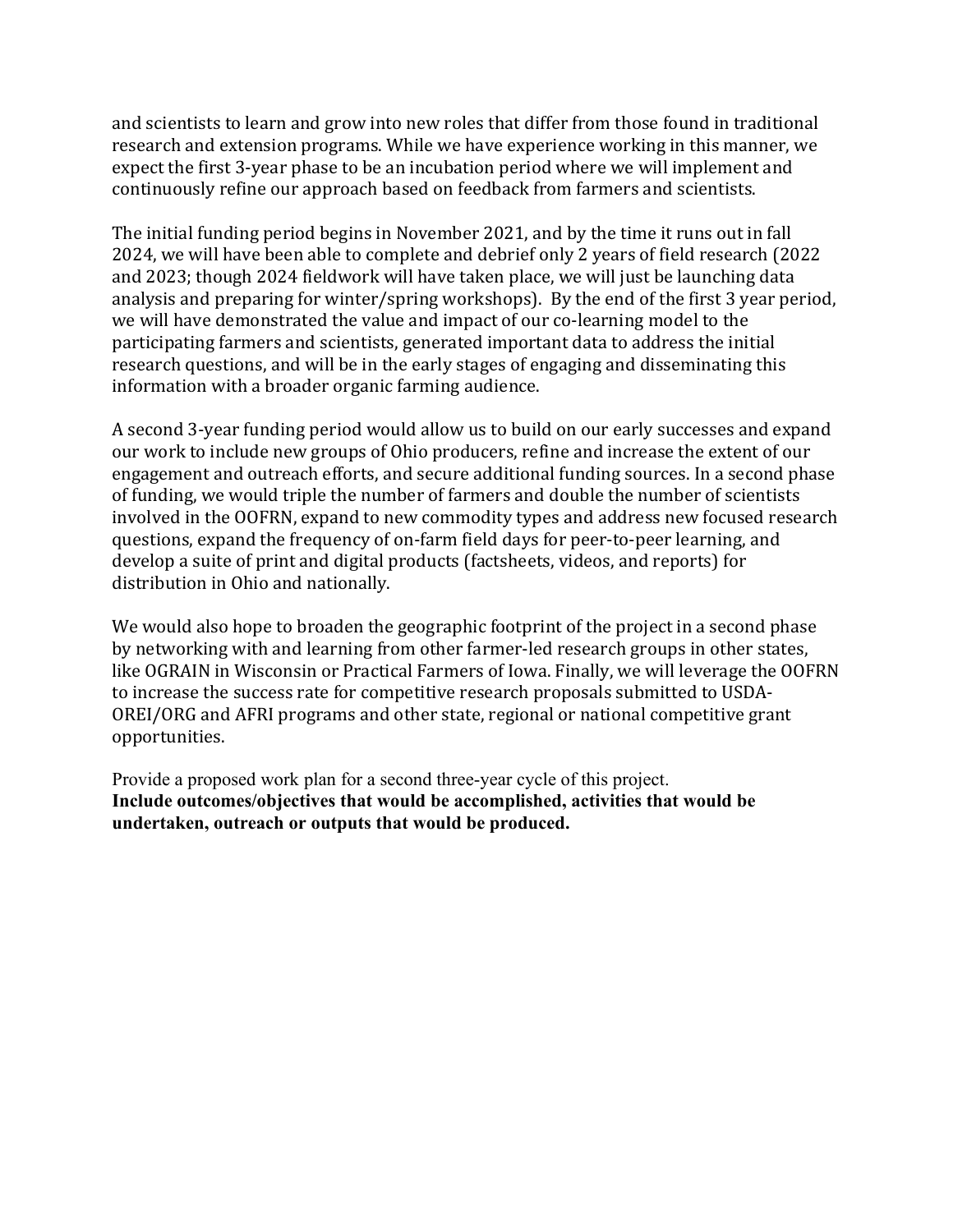and scientists to learn and grow into new roles that differ from those found in traditional research and extension programs. While we have experience working in this manner, we expect the first 3-year phase to be an incubation period where we will implement and continuously refine our approach based on feedback from farmers and scientists.

The initial funding period begins in November 2021, and by the time it runs out in fall 2024, we will have been able to complete and debrief only 2 years of field research (2022 and 2023; though 2024 fieldwork will have taken place, we will just be launching data analysis and preparing for winter/spring workshops). By the end of the first 3 year period, we will have demonstrated the value and impact of our co-learning model to the participating farmers and scientists, generated important data to address the initial research questions, and will be in the early stages of engaging and disseminating this information with a broader organic farming audience.

A second 3-year funding period would allow us to build on our early successes and expand our work to include new groups of Ohio producers, refine and increase the extent of our engagement and outreach efforts, and secure additional funding sources. In a second phase of funding, we would triple the number of farmers and double the number of scientists involved in the OOFRN, expand to new commodity types and address new focused research questions, expand the frequency of on-farm field days for peer-to-peer learning, and develop a suite of print and digital products (factsheets, videos, and reports) for distribution in Ohio and nationally.

We would also hope to broaden the geographic footprint of the project in a second phase by networking with and learning from other farmer-led research groups in other states, like OGRAIN in Wisconsin or Practical Farmers of Iowa. Finally, we will leverage the OOFRN to increase the success rate for competitive research proposals submitted to USDA-OREI/ORG and AFRI programs and other state, regional or national competitive grant opportunities.

Provide a proposed work plan for a second three-year cycle of this project.
**Include outcomes/objectives that would be accomplished, activities that would be undertaken, outreach or outputs that would be produced.**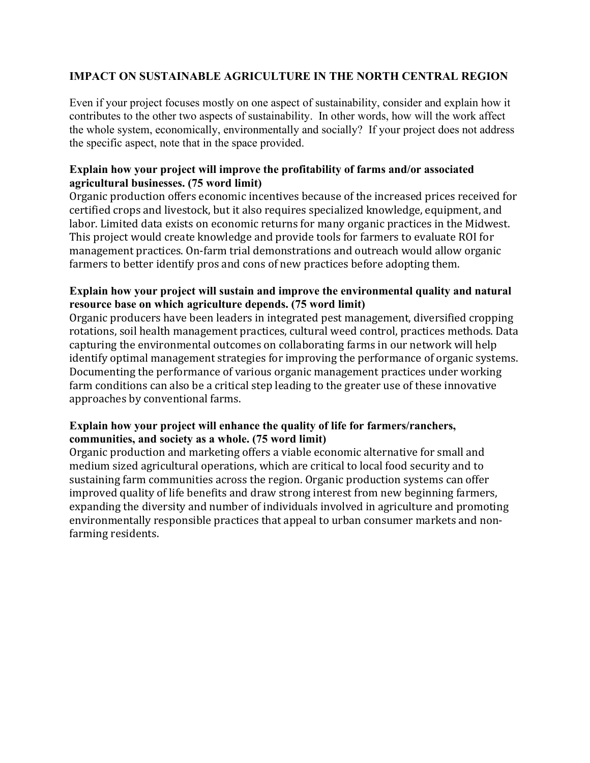## IMPACT ON SUSTAINABLE AGRICULTURE IN THE NORTH CENTRAL REGION

Even if your project focuses mostly on one aspect of sustainability, consider and explain how it contributes to the other two aspects of sustainability. In other words, how will the work affect the whole system, economically, environmentally and socially? If your project does not address the specific aspect, note that in the space provided.

**Explain how your project will improve the profitability of farms and/or associated agricultural businesses. (75 word limit)**

Organic production offers economic incentives because of the increased prices received for certified crops and livestock, but it also requires specialized knowledge, equipment, and labor. Limited data exists on economic returns for many organic practices in the Midwest. This project would create knowledge and provide tools for farmers to evaluate ROI for management practices. On-farm trial demonstrations and outreach would allow organic farmers to better identify pros and cons of new practices before adopting them.

**Explain how your project will sustain and improve the environmental quality and natural resource base on which agriculture depends. (75 word limit)**

Organic producers have been leaders in integrated pest management, diversified cropping rotations, soil health management practices, cultural weed control, practices methods. Data capturing the environmental outcomes on collaborating farms in our network will help identify optimal management strategies for improving the performance of organic systems. Documenting the performance of various organic management practices under working farm conditions can also be a critical step leading to the greater use of these innovative approaches by conventional farms.

**Explain how your project will enhance the quality of life for farmers/ranchers, communities, and society as a whole. (75 word limit)**

Organic production and marketing offers a viable economic alternative for small and medium sized agricultural operations, which are critical to local food security and to sustaining farm communities across the region. Organic production systems can offer improved quality of life benefits and draw strong interest from new beginning farmers, expanding the diversity and number of individuals involved in agriculture and promoting environmentally responsible practices that appeal to urban consumer markets and non-farming residents.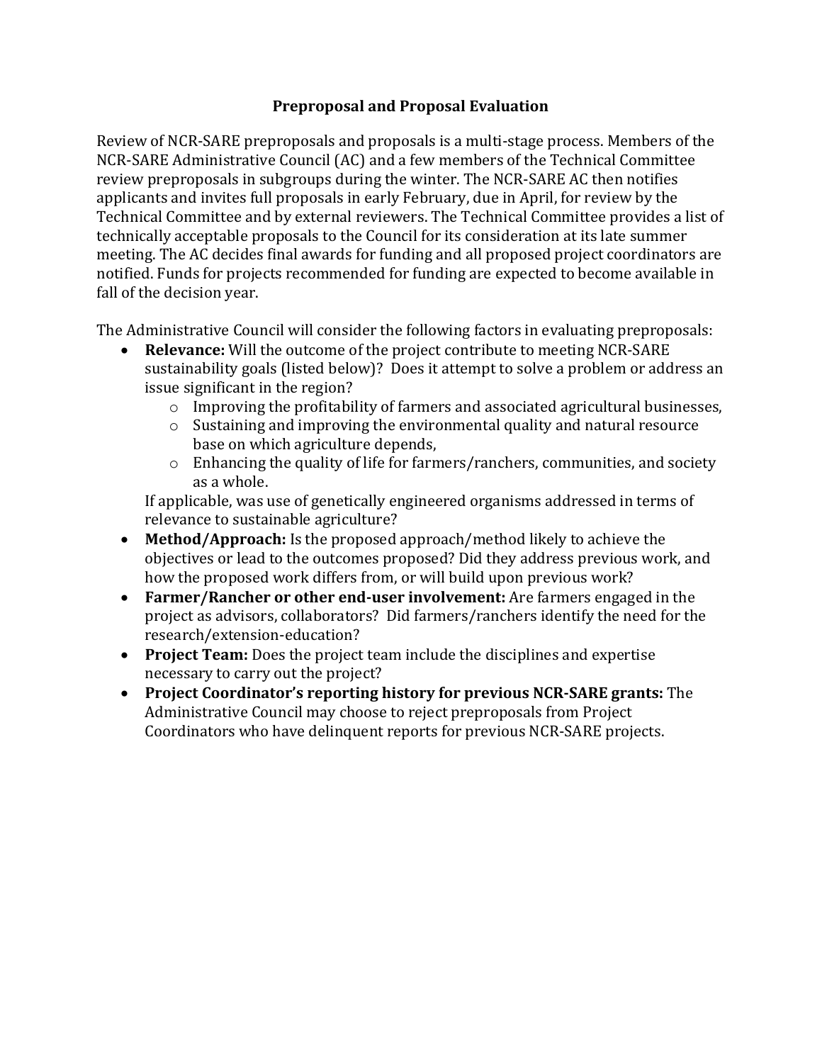## Preproposal and Proposal Evaluation

Review of NCR-SARE preproposals and proposals is a multi-stage process. Members of the NCR-SARE Administrative Council (AC) and a few members of the Technical Committee review preproposals in subgroups during the winter. The NCR-SARE AC then notifies applicants and invites full proposals in early February, due in April, for review by the Technical Committee and by external reviewers. The Technical Committee provides a list of technically acceptable proposals to the Council for its consideration at its late summer meeting. The AC decides final awards for funding and all proposed project coordinators are notified. Funds for projects recommended for funding are expected to become available in fall of the decision year.

The Administrative Council will consider the following factors in evaluating preproposals:

- **Relevance:** Will the outcome of the project contribute to meeting NCR-SARE sustainability goals (listed below)? Does it attempt to solve a problem or address an issue significant in the region?
    - Improving the profitability of farmers and associated agricultural businesses,
    - Sustaining and improving the environmental quality and natural resource base on which agriculture depends,
    - Enhancing the quality of life for farmers/ranchers, communities, and society as a whole.

  If applicable, was use of genetically engineered organisms addressed in terms of relevance to sustainable agriculture?
- **Method/Approach:** Is the proposed approach/method likely to achieve the objectives or lead to the outcomes proposed? Did they address previous work, and how the proposed work differs from, or will build upon previous work?
- **Farmer/Rancher or other end-user involvement:** Are farmers engaged in the project as advisors, collaborators? Did farmers/ranchers identify the need for the research/extension-education?
- **Project Team:** Does the project team include the disciplines and expertise necessary to carry out the project?
- **Project Coordinator's reporting history for previous NCR-SARE grants:** The Administrative Council may choose to reject preproposals from Project Coordinators who have delinquent reports for previous NCR-SARE projects.